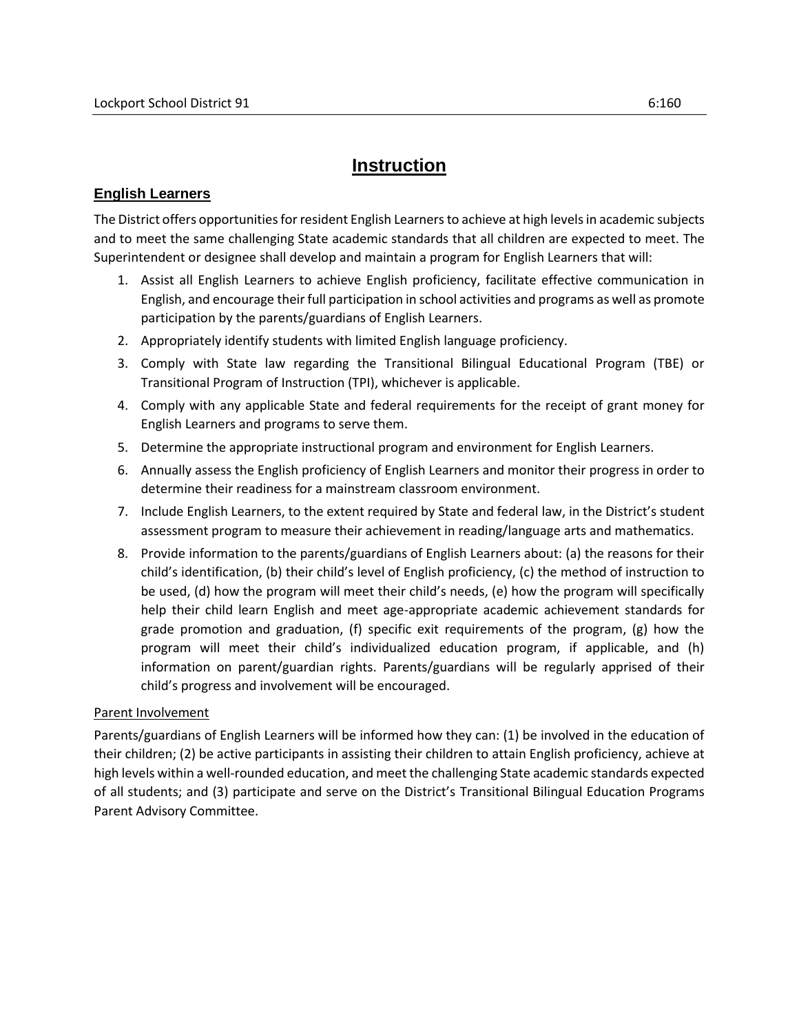# Instruction

## English Learners

The District offers opportunities for resident English Learners to achieve at high levels in academic subjects and to meet the same challenging State academic standards that all children are expected to meet. The Superintendent or designee shall develop and maintain a program for English Learners that will:

1. Assist all English Learners to achieve English proficiency, facilitate effective communication in English, and encourage their full participation in school activities and programs as well as promote participation by the parents/guardians of English Learners.
2. Appropriately identify students with limited English language proficiency.
3. Comply with State law regarding the Transitional Bilingual Educational Program (TBE) or Transitional Program of Instruction (TPI), whichever is applicable.
4. Comply with any applicable State and federal requirements for the receipt of grant money for English Learners and programs to serve them.
5. Determine the appropriate instructional program and environment for English Learners.
6. Annually assess the English proficiency of English Learners and monitor their progress in order to determine their readiness for a mainstream classroom environment.
7. Include English Learners, to the extent required by State and federal law, in the District's student assessment program to measure their achievement in reading/language arts and mathematics.
8. Provide information to the parents/guardians of English Learners about: (a) the reasons for their child's identification, (b) their child's level of English proficiency, (c) the method of instruction to be used, (d) how the program will meet their child's needs, (e) how the program will specifically help their child learn English and meet age-appropriate academic achievement standards for grade promotion and graduation, (f) specific exit requirements of the program, (g) how the program will meet their child's individualized education program, if applicable, and (h) information on parent/guardian rights. Parents/guardians will be regularly apprised of their child's progress and involvement will be encouraged.

### Parent Involvement

Parents/guardians of English Learners will be informed how they can: (1) be involved in the education of their children; (2) be active participants in assisting their children to attain English proficiency, achieve at high levels within a well-rounded education, and meet the challenging State academic standards expected of all students; and (3) participate and serve on the District's Transitional Bilingual Education Programs Parent Advisory Committee.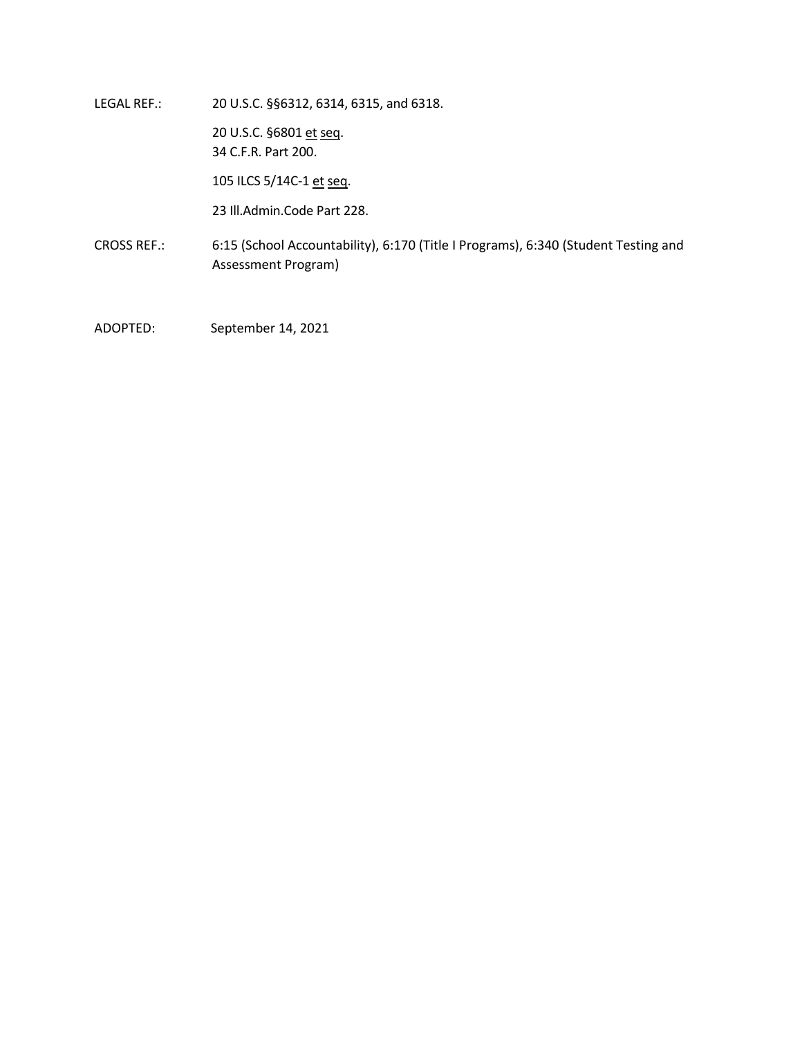LEGAL REF.: 20 U.S.C. §§6312, 6314, 6315, and 6318.

20 U.S.C. §6801 et seq.
34 C.F.R. Part 200.

105 ILCS 5/14C-1 et seq.

23 Ill.Admin.Code Part 228.

CROSS REF.: 6:15 (School Accountability), 6:170 (Title I Programs), 6:340 (Student Testing and Assessment Program)

ADOPTED: September 14, 2021